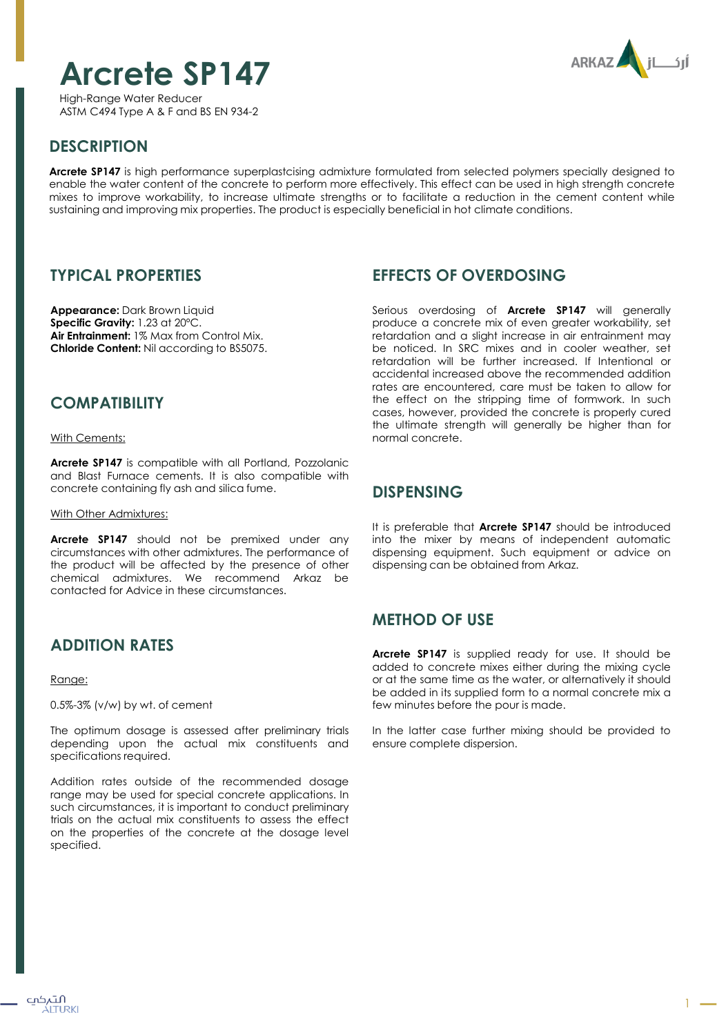# Arcrete SP147

High-Range Water Reducer
ASTM C494 Type A & F and BS EN 934-2

## DESCRIPTION

**Arcrete SP147** is high performance superplastcising admixture formulated from selected polymers specially designed to enable the water content of the concrete to perform more effectively. This effect can be used in high strength concrete mixes to improve workability, to increase ultimate strengths or to facilitate a reduction in the cement content while sustaining and improving mix properties. The product is especially beneficial in hot climate conditions.

## TYPICAL PROPERTIES

**Appearance:** Dark Brown Liquid
**Specific Gravity:** 1.23 at 20°C.
**Air Entrainment:** 1% Max from Control Mix.
**Chloride Content:** Nil according to BS5075.

## COMPATIBILITY

With Cements:

**Arcrete SP147** is compatible with all Portland, Pozzolanic and Blast Furnace cements. It is also compatible with concrete containing fly ash and silica fume.

With Other Admixtures:

**Arcrete SP147** should not be premixed under any circumstances with other admixtures. The performance of the product will be affected by the presence of other chemical admixtures. We recommend Arkaz be contacted for Advice in these circumstances.

## ADDITION RATES

Range:

0.5%-3% (v/w) by wt. of cement

The optimum dosage is assessed after preliminary trials depending upon the actual mix constituents and specifications required.

Addition rates outside of the recommended dosage range may be used for special concrete applications. In such circumstances, it is important to conduct preliminary trials on the actual mix constituents to assess the effect on the properties of the concrete at the dosage level specified.

## EFFECTS OF OVERDOSING

Serious overdosing of **Arcrete SP147** will generally produce a concrete mix of even greater workability, set retardation and a slight increase in air entrainment may be noticed. In SRC mixes and in cooler weather, set retardation will be further increased. If Intentional or accidental increased above the recommended addition rates are encountered, care must be taken to allow for the effect on the stripping time of formwork. In such cases, however, provided the concrete is properly cured the ultimate strength will generally be higher than for normal concrete.

## DISPENSING

It is preferable that **Arcrete SP147** should be introduced into the mixer by means of independent automatic dispensing equipment. Such equipment or advice on dispensing can be obtained from Arkaz.

## METHOD OF USE

**Arcrete SP147** is supplied ready for use. It should be added to concrete mixes either during the mixing cycle or at the same time as the water, or alternatively it should be added in its supplied form to a normal concrete mix a few minutes before the pour is made.

In the latter case further mixing should be provided to ensure complete dispersion.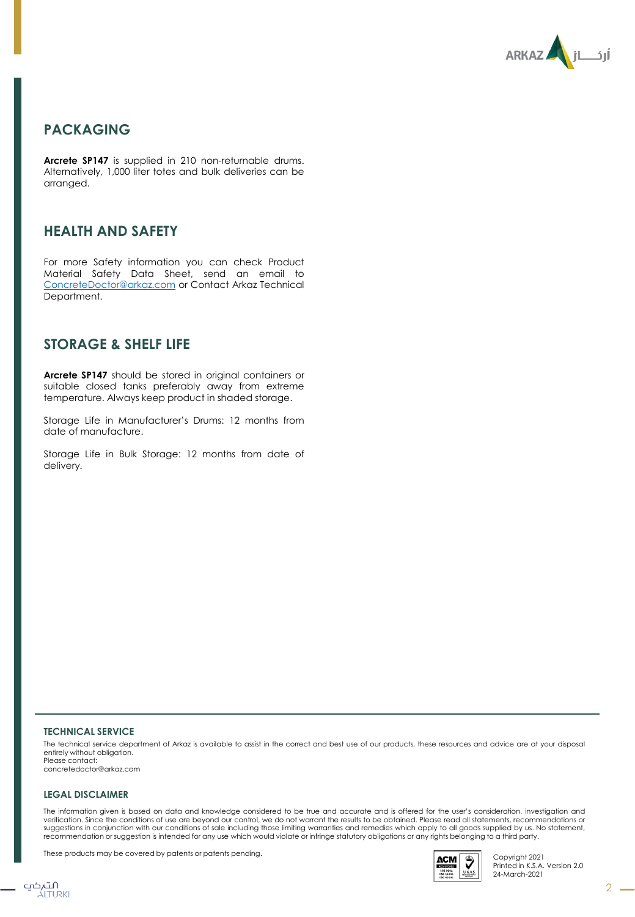## PACKAGING

**Arcrete SP147** is supplied in 210 non-returnable drums. Alternatively, 1,000 liter totes and bulk deliveries can be arranged.

## HEALTH AND SAFETY

For more Safety information you can check Product Material Safety Data Sheet, send an email to ConcreteDoctor@arkaz.com or Contact Arkaz Technical Department.

## STORAGE & SHELF LIFE

**Arcrete SP147** should be stored in original containers or suitable closed tanks preferably away from extreme temperature. Always keep product in shaded storage.

Storage Life in Manufacturer's Drums: 12 months from date of manufacture.

Storage Life in Bulk Storage: 12 months from date of delivery.

### TECHNICAL SERVICE

The technical service department of Arkaz is available to assist in the correct and best use of our products, these resources and advice are at your disposal entirely without obligation.
Please contact:
concretedoctor@arkaz.com

### LEGAL DISCLAIMER

The information given is based on data and knowledge considered to be true and accurate and is offered for the user's consideration, investigation and verification. Since the conditions of use are beyond our control, we do not warrant the results to be obtained. Please read all statements, recommendations or suggestions in conjunction with our conditions of sale including those limiting warranties and remedies which apply to all goods supplied by us. No statement, recommendation or suggestion is intended for any use which would violate or infringe statutory obligations or any rights belonging to a third party.

These products may be covered by patents or patents pending.

Copyright 2021
Printed in K.S.A. Version 2.0
24-March-2021